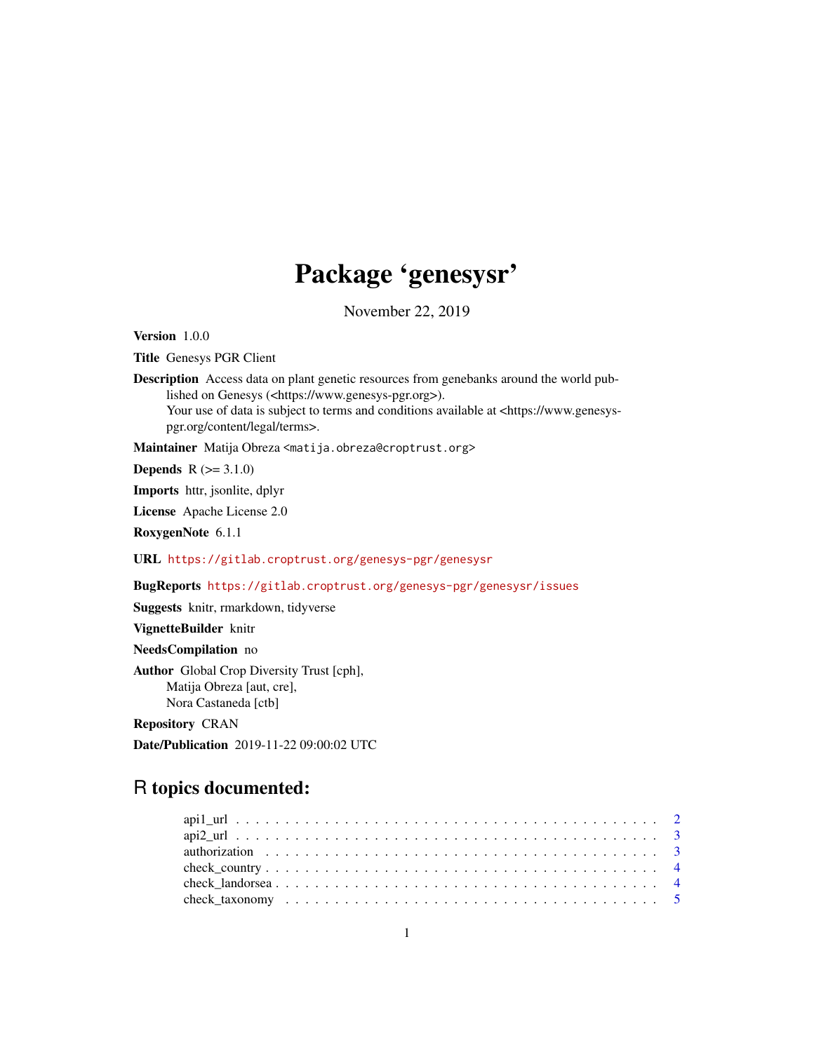# Package 'genesysr'

November 22, 2019

**Version** 1.0.0

**Title** Genesys PGR Client

**Description** Access data on plant genetic resources from genebanks around the world published on Genesys (<https://www.genesys-pgr.org>).
Your use of data is subject to terms and conditions available at <https://www.genesys-pgr.org/content/legal/terms>.

**Maintainer** Matija Obreza <matija.obreza@croptrust.org>

**Depends** R (>= 3.1.0)

**Imports** httr, jsonlite, dplyr

**License** Apache License 2.0

**RoxygenNote** 6.1.1

**URL** https://gitlab.croptrust.org/genesys-pgr/genesysr

**BugReports** https://gitlab.croptrust.org/genesys-pgr/genesysr/issues

**Suggests** knitr, rmarkdown, tidyverse

**VignetteBuilder** knitr

**NeedsCompilation** no

**Author** Global Crop Diversity Trust [cph],
Matija Obreza [aut, cre],
Nora Castaneda [ctb]

**Repository** CRAN

**Date/Publication** 2019-11-22 09:00:02 UTC

## R topics documented:

- api1_url . . . . . . . . . . . . . . . . . . . . . . . . . . . . . . . . . . . . . . . . . . . 2
- api2_url . . . . . . . . . . . . . . . . . . . . . . . . . . . . . . . . . . . . . . . . . . . 3
- authorization . . . . . . . . . . . . . . . . . . . . . . . . . . . . . . . . . . . . . . . . 3
- check_country . . . . . . . . . . . . . . . . . . . . . . . . . . . . . . . . . . . . . . . 4
- check_landorsea . . . . . . . . . . . . . . . . . . . . . . . . . . . . . . . . . . . . . . 4
- check_taxonomy . . . . . . . . . . . . . . . . . . . . . . . . . . . . . . . . . . . . . . 5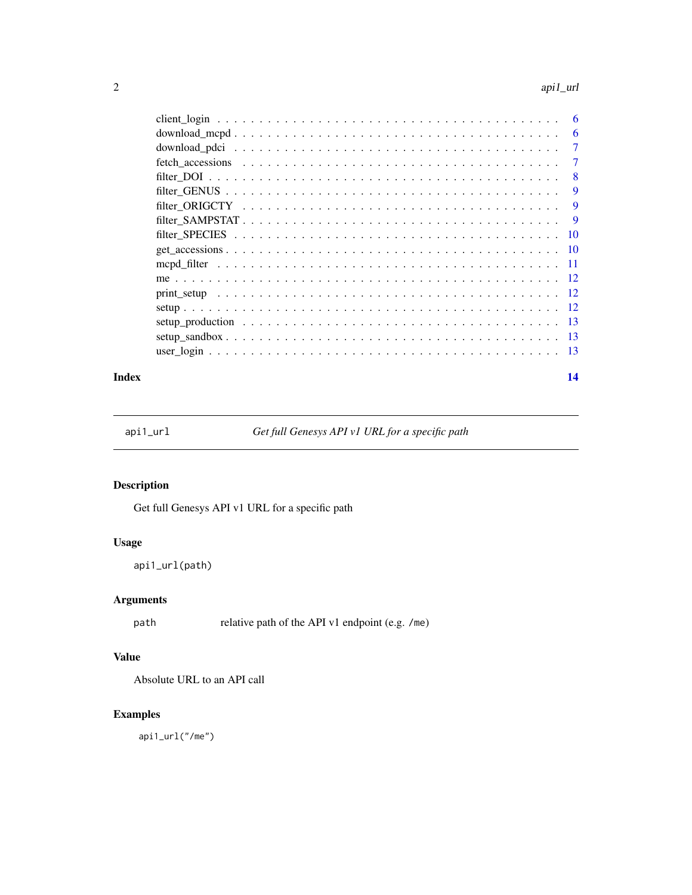client_login . . . . . . . . . . . . . . . . . . . . . . . . . . . . . . . . . . . . 6
download_mcpd . . . . . . . . . . . . . . . . . . . . . . . . . . . . . . . . . . . 6
download_pdci . . . . . . . . . . . . . . . . . . . . . . . . . . . . . . . . . . . 7
fetch_accessions . . . . . . . . . . . . . . . . . . . . . . . . . . . . . . . . . 7
filter_DOI . . . . . . . . . . . . . . . . . . . . . . . . . . . . . . . . . . . . . 8
filter_GENUS . . . . . . . . . . . . . . . . . . . . . . . . . . . . . . . . . . . 9
filter_ORIGCTY . . . . . . . . . . . . . . . . . . . . . . . . . . . . . . . . . . 9
filter_SAMPSTAT . . . . . . . . . . . . . . . . . . . . . . . . . . . . . . . . . 9
filter_SPECIES . . . . . . . . . . . . . . . . . . . . . . . . . . . . . . . . . . 10
get_accessions . . . . . . . . . . . . . . . . . . . . . . . . . . . . . . . . . . 10
mcpd_filter . . . . . . . . . . . . . . . . . . . . . . . . . . . . . . . . . . . . 11
me . . . . . . . . . . . . . . . . . . . . . . . . . . . . . . . . . . . . . . . . . 12
print_setup . . . . . . . . . . . . . . . . . . . . . . . . . . . . . . . . . . . . 12
setup . . . . . . . . . . . . . . . . . . . . . . . . . . . . . . . . . . . . . . . 12
setup_production . . . . . . . . . . . . . . . . . . . . . . . . . . . . . . . . . 13
setup_sandbox . . . . . . . . . . . . . . . . . . . . . . . . . . . . . . . . . . 13
user_login . . . . . . . . . . . . . . . . . . . . . . . . . . . . . . . . . . . . 13

**Index** **14**

---

`api1_url` *Get full Genesys API v1 URL for a specific path*

---

## Description

Get full Genesys API v1 URL for a specific path

## Usage

```
api1_url(path)
```

## Arguments

| | |
|---|---|
| `path` | relative path of the API v1 endpoint (e.g. `/me`) |

## Value

Absolute URL to an API call

## Examples

```
api1_url("/me")
```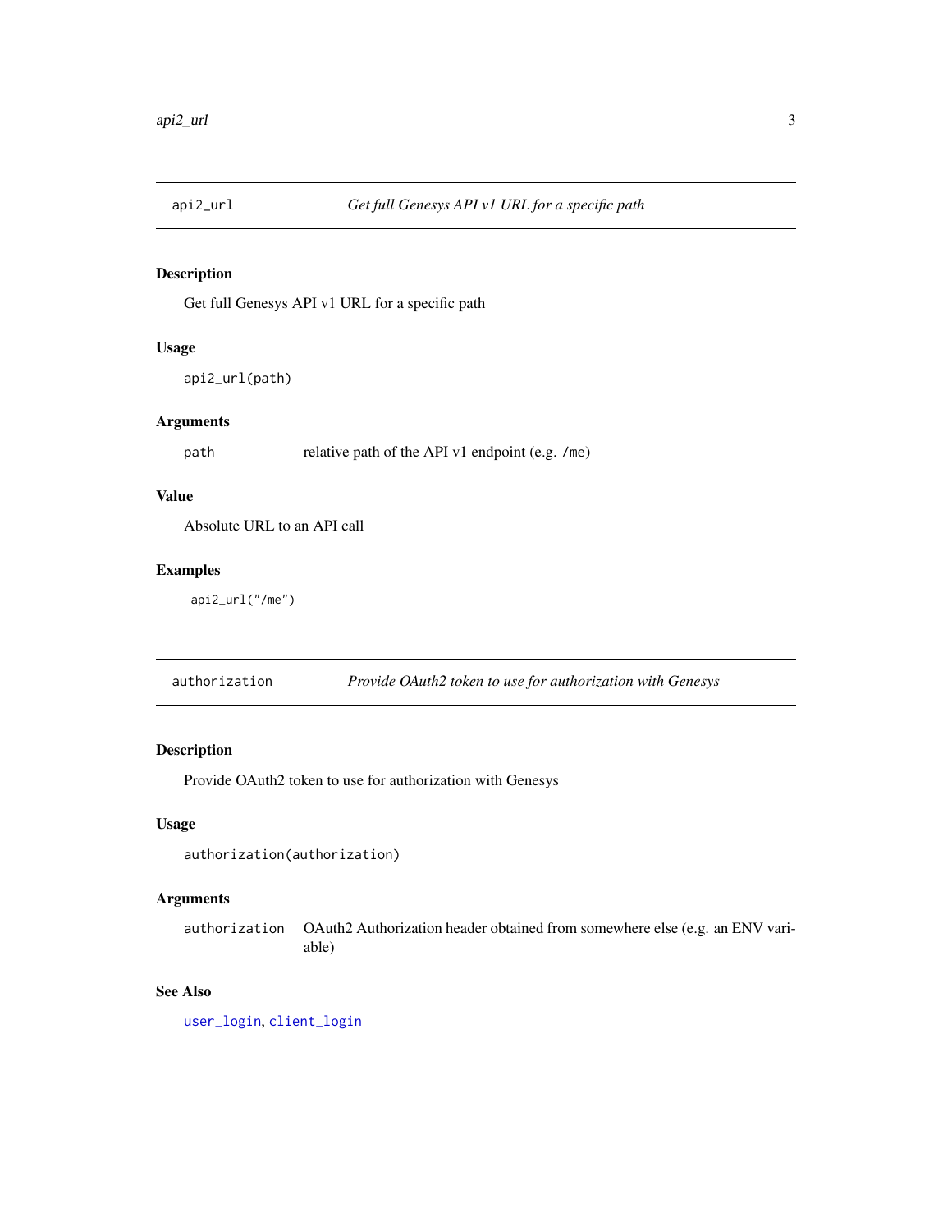## api2_url — *Get full Genesys API v1 URL for a specific path*

### Description

Get full Genesys API v1 URL for a specific path

### Usage

```
api2_url(path)
```

### Arguments

| | |
|---|---|
| `path` | relative path of the API v1 endpoint (e.g. `/me`) |

### Value

Absolute URL to an API call

### Examples

```
api2_url("/me")
```

## authorization — *Provide OAuth2 token to use for authorization with Genesys*

### Description

Provide OAuth2 token to use for authorization with Genesys

### Usage

```
authorization(authorization)
```

### Arguments

| | |
|---|---|
| `authorization` | OAuth2 Authorization header obtained from somewhere else (e.g. an ENV variable) |

### See Also

`user_login`, `client_login`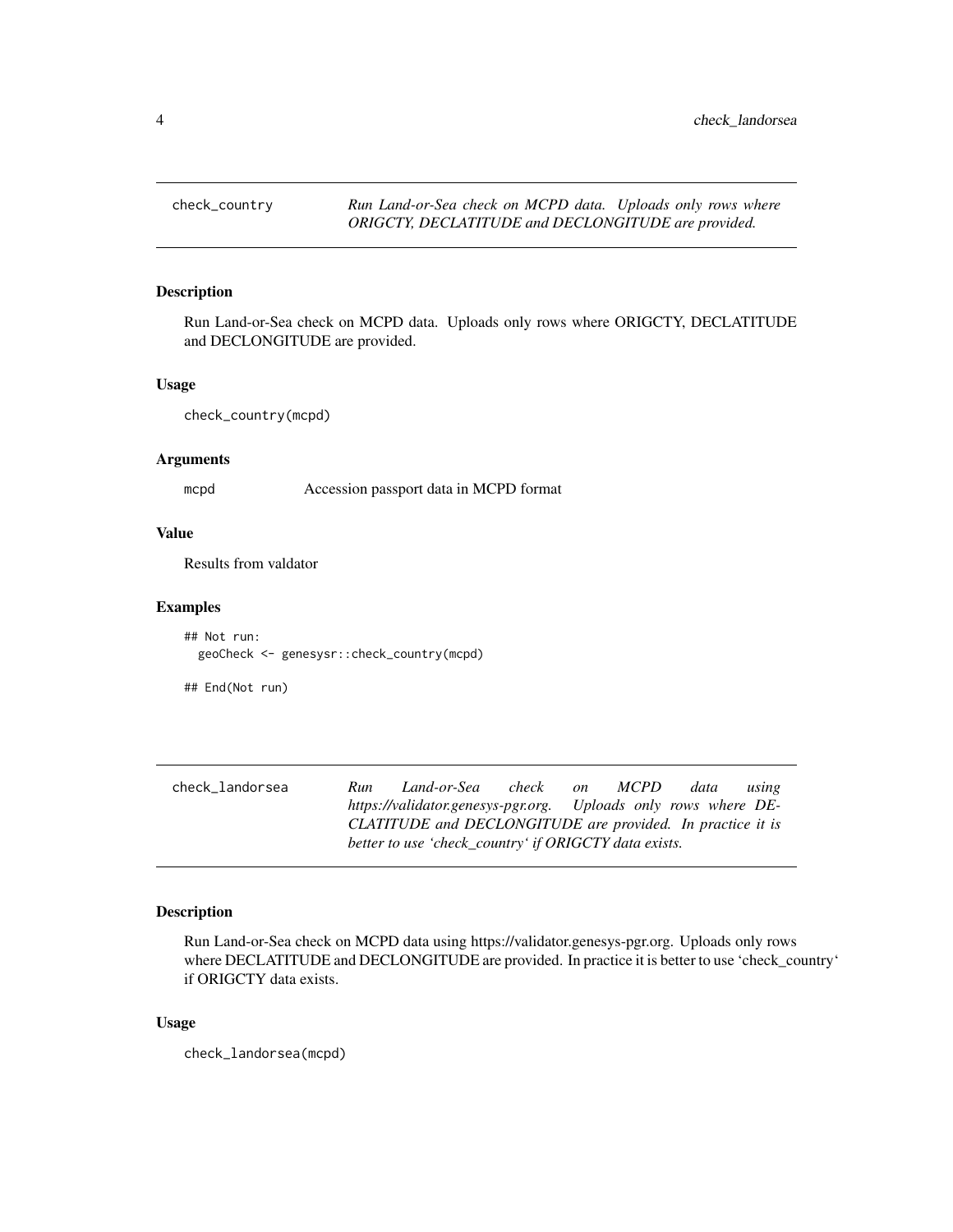## check_country

*Run Land-or-Sea check on MCPD data. Uploads only rows where ORIGCTY, DECLATITUDE and DECLONGITUDE are provided.*

### Description

Run Land-or-Sea check on MCPD data. Uploads only rows where ORIGCTY, DECLATITUDE and DECLONGITUDE are provided.

### Usage

```
check_country(mcpd)
```

### Arguments

| | |
|---|---|
| mcpd | Accession passport data in MCPD format |

### Value

Results from valdator

### Examples

```
## Not run:
  geoCheck <- genesysr::check_country(mcpd)

## End(Not run)
```

## check_landorsea

*Run Land-or-Sea check on MCPD data using https://validator.genesys-pgr.org. Uploads only rows where DECLATITUDE and DECLONGITUDE are provided. In practice it is better to use 'check_country' if ORIGCTY data exists.*

### Description

Run Land-or-Sea check on MCPD data using https://validator.genesys-pgr.org. Uploads only rows where DECLATITUDE and DECLONGITUDE are provided. In practice it is better to use 'check_country' if ORIGCTY data exists.

### Usage

```
check_landorsea(mcpd)
```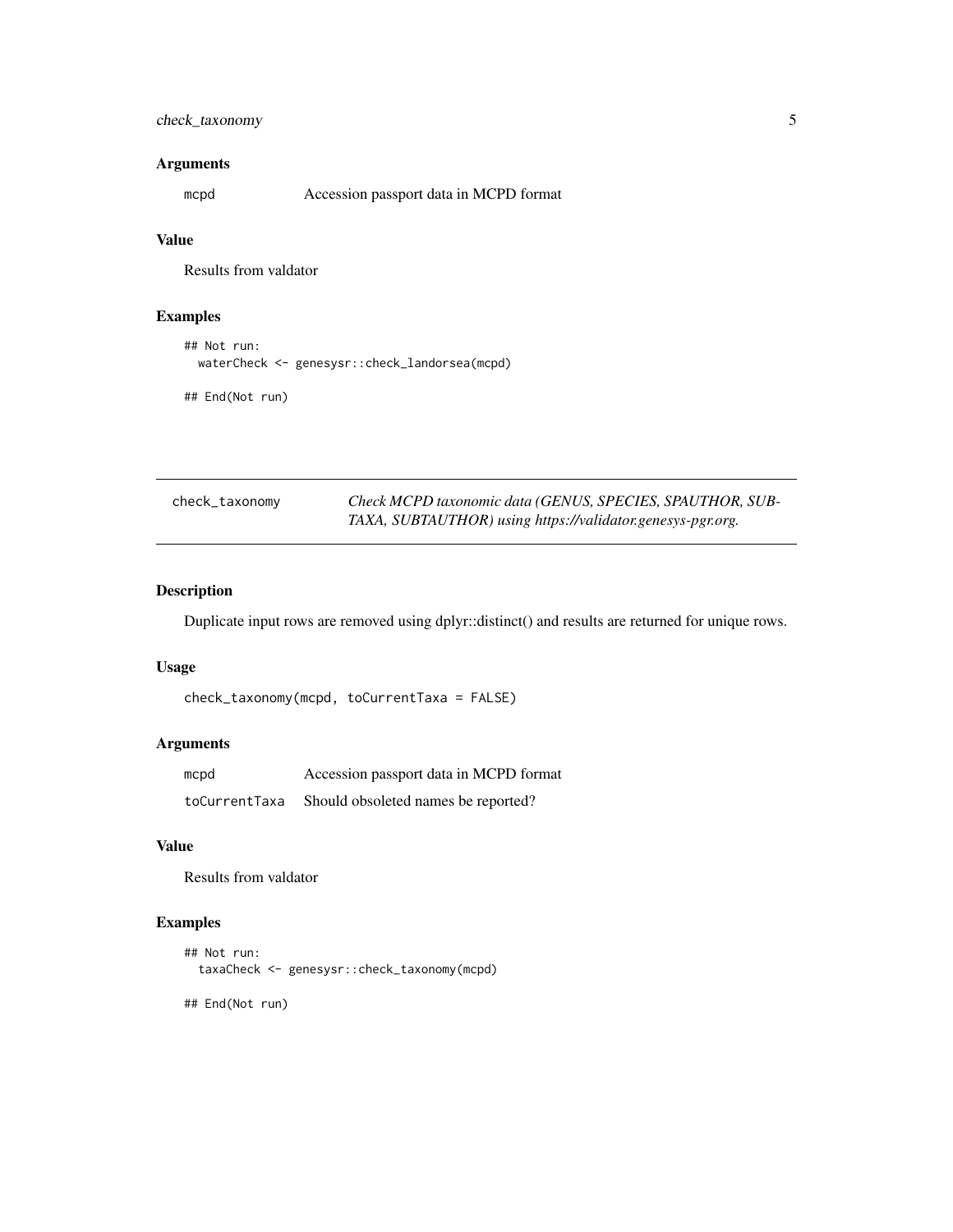### Arguments

| | |
|---|---|
| mcpd | Accession passport data in MCPD format |

### Value

Results from valdator

### Examples

```
## Not run:
  waterCheck <- genesysr::check_landorsea(mcpd)

## End(Not run)
```

---

## check_taxonomy

*Check MCPD taxonomic data (GENUS, SPECIES, SPAUTHOR, SUBTAXA, SUBTAUTHOR) using https://validator.genesys-pgr.org.*

---

### Description

Duplicate input rows are removed using dplyr::distinct() and results are returned for unique rows.

### Usage

```
check_taxonomy(mcpd, toCurrentTaxa = FALSE)
```

### Arguments

| | |
|---|---|
| mcpd | Accession passport data in MCPD format |
| toCurrentTaxa | Should obsoleted names be reported? |

### Value

Results from valdator

### Examples

```
## Not run:
  taxaCheck <- genesysr::check_taxonomy(mcpd)

## End(Not run)
```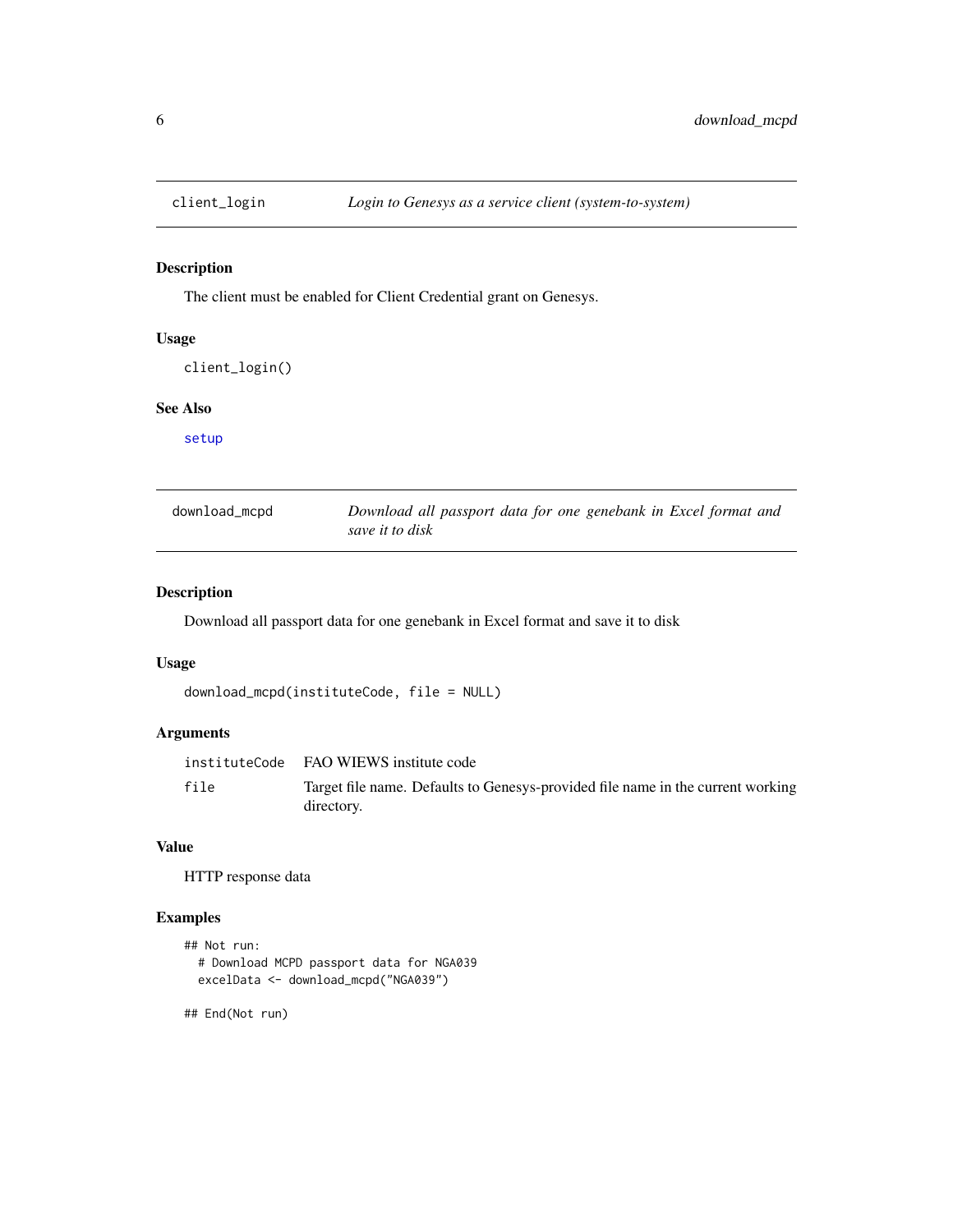## client_login *Login to Genesys as a service client (system-to-system)*

### Description

The client must be enabled for Client Credential grant on Genesys.

### Usage

```
client_login()
```

### See Also

setup

## download_mcpd *Download all passport data for one genebank in Excel format and save it to disk*

### Description

Download all passport data for one genebank in Excel format and save it to disk

### Usage

```
download_mcpd(instituteCode, file = NULL)
```

### Arguments

| | |
|---|---|
| instituteCode | FAO WIEWS institute code |
| file | Target file name. Defaults to Genesys-provided file name in the current working directory. |

### Value

HTTP response data

### Examples

```
## Not run:
  # Download MCPD passport data for NGA039
  excelData <- download_mcpd("NGA039")

## End(Not run)
```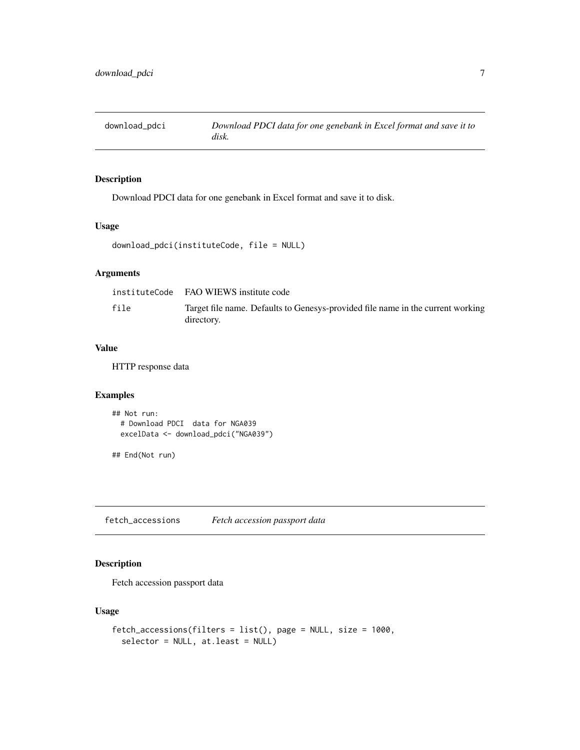## download_pdci — *Download PDCI data for one genebank in Excel format and save it to disk.*

### Description

Download PDCI data for one genebank in Excel format and save it to disk.

### Usage

```
download_pdci(instituteCode, file = NULL)
```

### Arguments

| | |
|---|---|
| instituteCode | FAO WIEWS institute code |
| file | Target file name. Defaults to Genesys-provided file name in the current working directory. |

### Value

HTTP response data

### Examples

```
## Not run:
  # Download PDCI  data for NGA039
  excelData <- download_pdci("NGA039")

## End(Not run)
```

## fetch_accessions — *Fetch accession passport data*

### Description

Fetch accession passport data

### Usage

```
fetch_accessions(filters = list(), page = NULL, size = 1000,
  selector = NULL, at.least = NULL)
```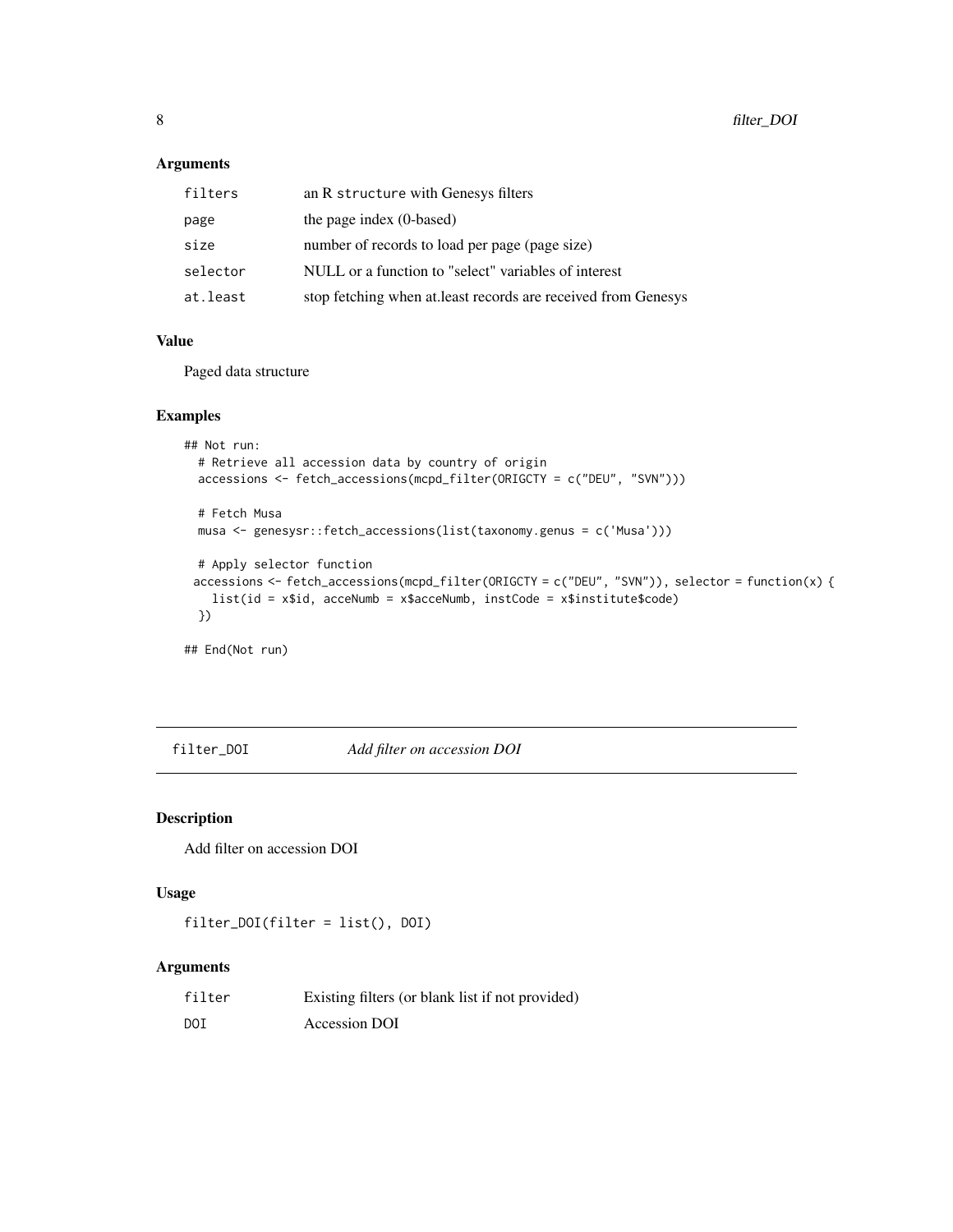### Arguments

| | |
|---|---|
| filters | an R structure with Genesys filters |
| page | the page index (0-based) |
| size | number of records to load per page (page size) |
| selector | NULL or a function to "select" variables of interest |
| at.least | stop fetching when at.least records are received from Genesys |

### Value

Paged data structure

### Examples

```
## Not run:
  # Retrieve all accession data by country of origin
  accessions <- fetch_accessions(mcpd_filter(ORIGCTY = c("DEU", "SVN")))

  # Fetch Musa
  musa <- genesysr::fetch_accessions(list(taxonomy.genus = c('Musa')))

  # Apply selector function
 accessions <- fetch_accessions(mcpd_filter(ORIGCTY = c("DEU", "SVN")), selector = function(x) {
    list(id = x$id, acceNumb = x$acceNumb, instCode = x$institute$code)
  })

## End(Not run)
```

---

## filter_DOI *Add filter on accession DOI*

### Description

Add filter on accession DOI

### Usage

```
filter_DOI(filter = list(), DOI)
```

### Arguments

| | |
|---|---|
| filter | Existing filters (or blank list if not provided) |
| DOI | Accession DOI |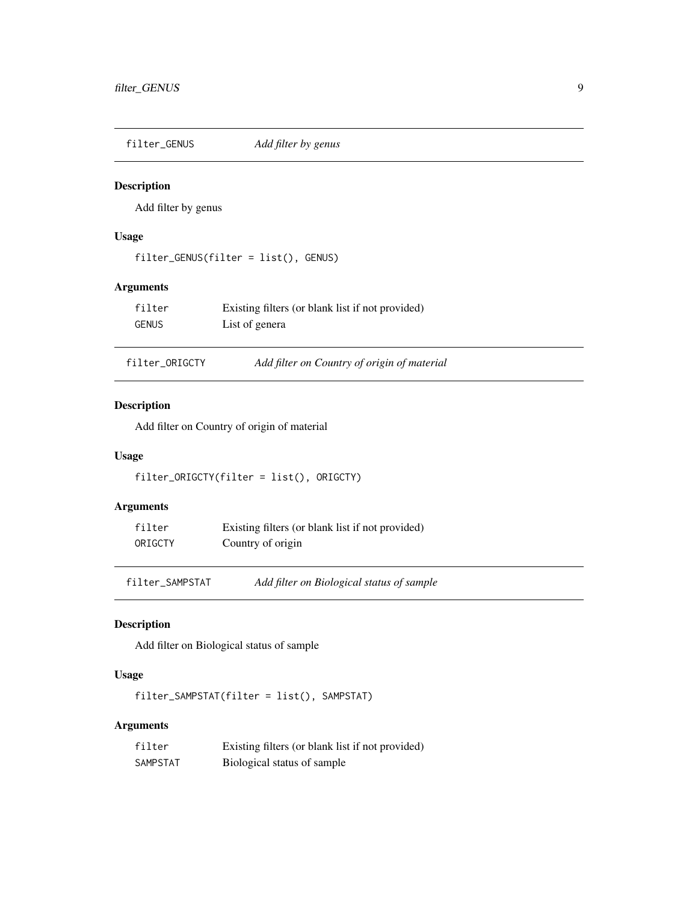## `filter_GENUS` *Add filter by genus*

### Description

Add filter by genus

### Usage

```
filter_GENUS(filter = list(), GENUS)
```

### Arguments

| | |
|---|---|
| `filter` | Existing filters (or blank list if not provided) |
| `GENUS` | List of genera |

## `filter_ORIGCTY` *Add filter on Country of origin of material*

### Description

Add filter on Country of origin of material

### Usage

```
filter_ORIGCTY(filter = list(), ORIGCTY)
```

### Arguments

| | |
|---|---|
| `filter` | Existing filters (or blank list if not provided) |
| `ORIGCTY` | Country of origin |

## `filter_SAMPSTAT` *Add filter on Biological status of sample*

### Description

Add filter on Biological status of sample

### Usage

```
filter_SAMPSTAT(filter = list(), SAMPSTAT)
```

### Arguments

| | |
|---|---|
| `filter` | Existing filters (or blank list if not provided) |
| `SAMPSTAT` | Biological status of sample |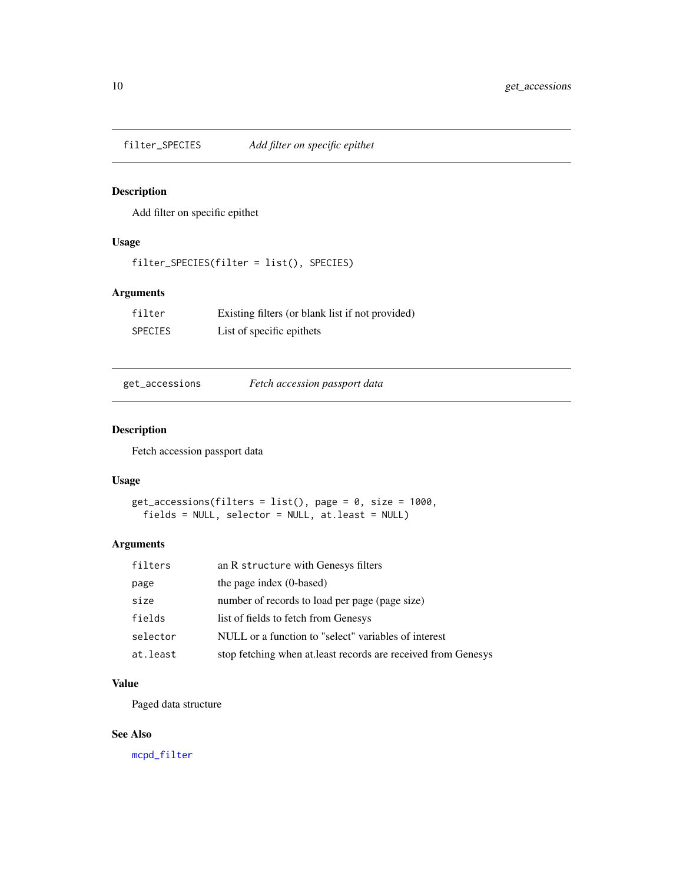## filter_SPECIES — *Add filter on specific epithet*

### Description

Add filter on specific epithet

### Usage

```
filter_SPECIES(filter = list(), SPECIES)
```

### Arguments

| | |
|---|---|
| filter | Existing filters (or blank list if not provided) |
| SPECIES | List of specific epithets |

## get_accessions — *Fetch accession passport data*

### Description

Fetch accession passport data

### Usage

```
get_accessions(filters = list(), page = 0, size = 1000,
  fields = NULL, selector = NULL, at.least = NULL)
```

### Arguments

| | |
|---|---|
| filters | an R structure with Genesys filters |
| page | the page index (0-based) |
| size | number of records to load per page (page size) |
| fields | list of fields to fetch from Genesys |
| selector | NULL or a function to "select" variables of interest |
| at.least | stop fetching when at.least records are received from Genesys |

### Value

Paged data structure

### See Also

mcpd_filter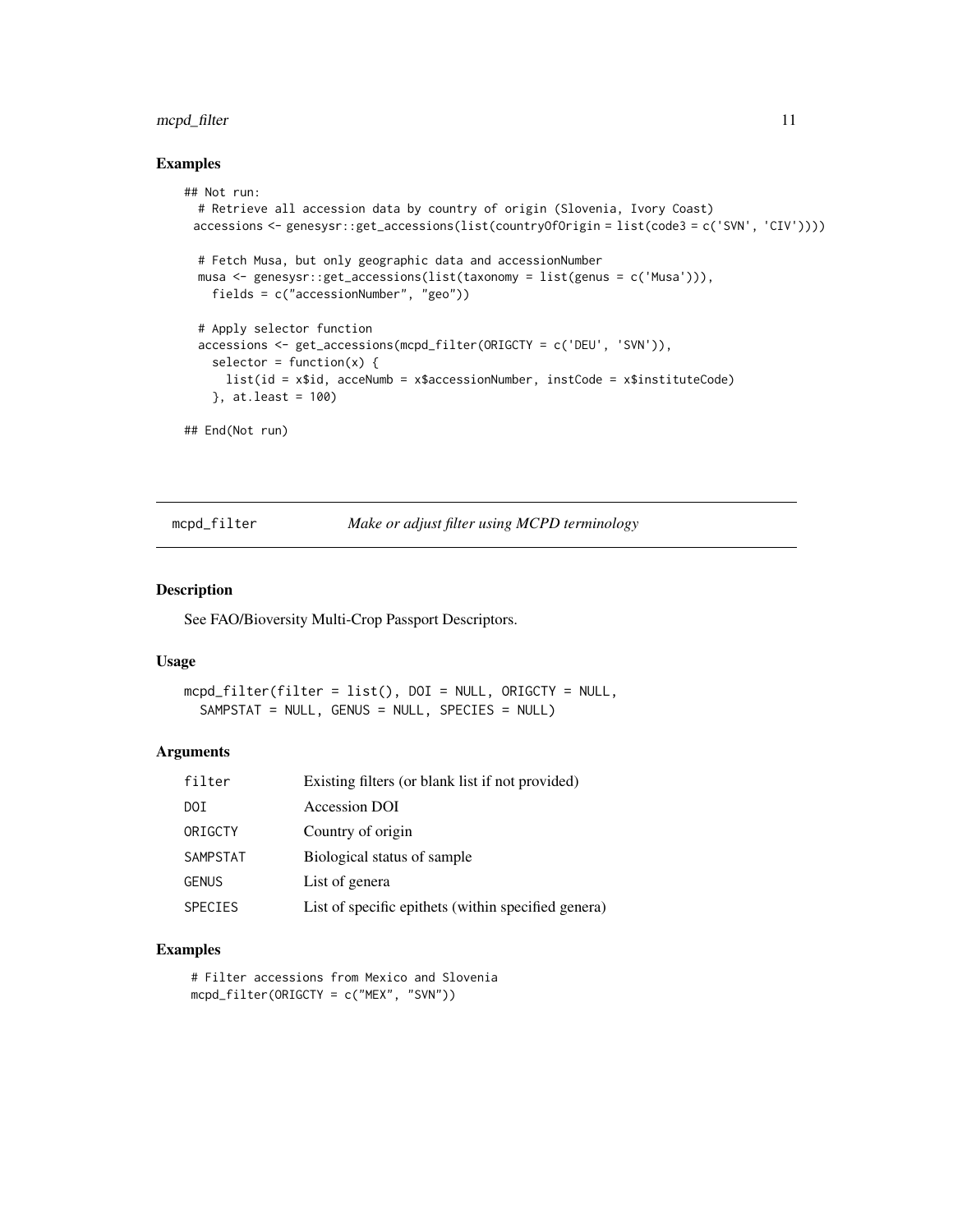## Examples

```
## Not run:
  # Retrieve all accession data by country of origin (Slovenia, Ivory Coast)
 accessions <- genesysr::get_accessions(list(countryOfOrigin = list(code3 = c('SVN', 'CIV'))))

  # Fetch Musa, but only geographic data and accessionNumber
  musa <- genesysr::get_accessions(list(taxonomy = list(genus = c('Musa'))),
    fields = c("accessionNumber", "geo"))

  # Apply selector function
  accessions <- get_accessions(mcpd_filter(ORIGCTY = c('DEU', 'SVN')),
    selector = function(x) {
      list(id = x$id, acceNumb = x$accessionNumber, instCode = x$instituteCode)
    }, at.least = 100)

## End(Not run)
```

---

## mcpd_filter *Make or adjust filter using MCPD terminology*

### Description

See FAO/Bioversity Multi-Crop Passport Descriptors.

### Usage

```
mcpd_filter(filter = list(), DOI = NULL, ORIGCTY = NULL,
  SAMPSTAT = NULL, GENUS = NULL, SPECIES = NULL)
```

### Arguments

| | |
|---|---|
| `filter` | Existing filters (or blank list if not provided) |
| `DOI` | Accession DOI |
| `ORIGCTY` | Country of origin |
| `SAMPSTAT` | Biological status of sample |
| `GENUS` | List of genera |
| `SPECIES` | List of specific epithets (within specified genera) |

### Examples

```
# Filter accessions from Mexico and Slovenia
mcpd_filter(ORIGCTY = c("MEX", "SVN"))
```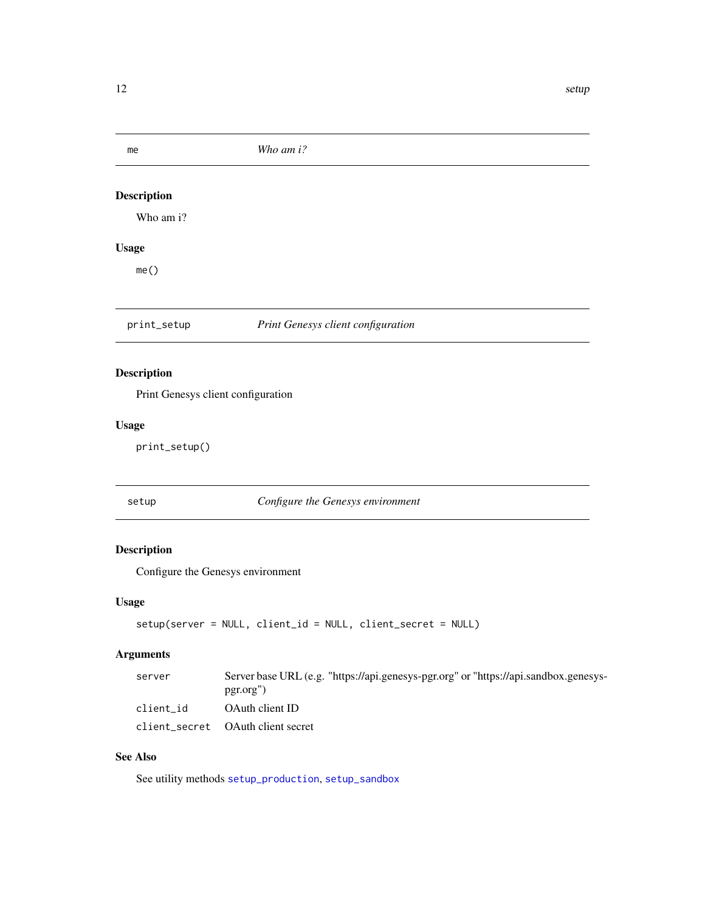## me — *Who am i?*

### Description

Who am i?

### Usage

```
me()
```

## print_setup — *Print Genesys client configuration*

### Description

Print Genesys client configuration

### Usage

```
print_setup()
```

## setup — *Configure the Genesys environment*

### Description

Configure the Genesys environment

### Usage

```
setup(server = NULL, client_id = NULL, client_secret = NULL)
```

### Arguments

| | |
|---|---|
| `server` | Server base URL (e.g. "https://api.genesys-pgr.org" or "https://api.sandbox.genesys-pgr.org") |
| `client_id` | OAuth client ID |
| `client_secret` | OAuth client secret |

### See Also

See utility methods `setup_production`, `setup_sandbox`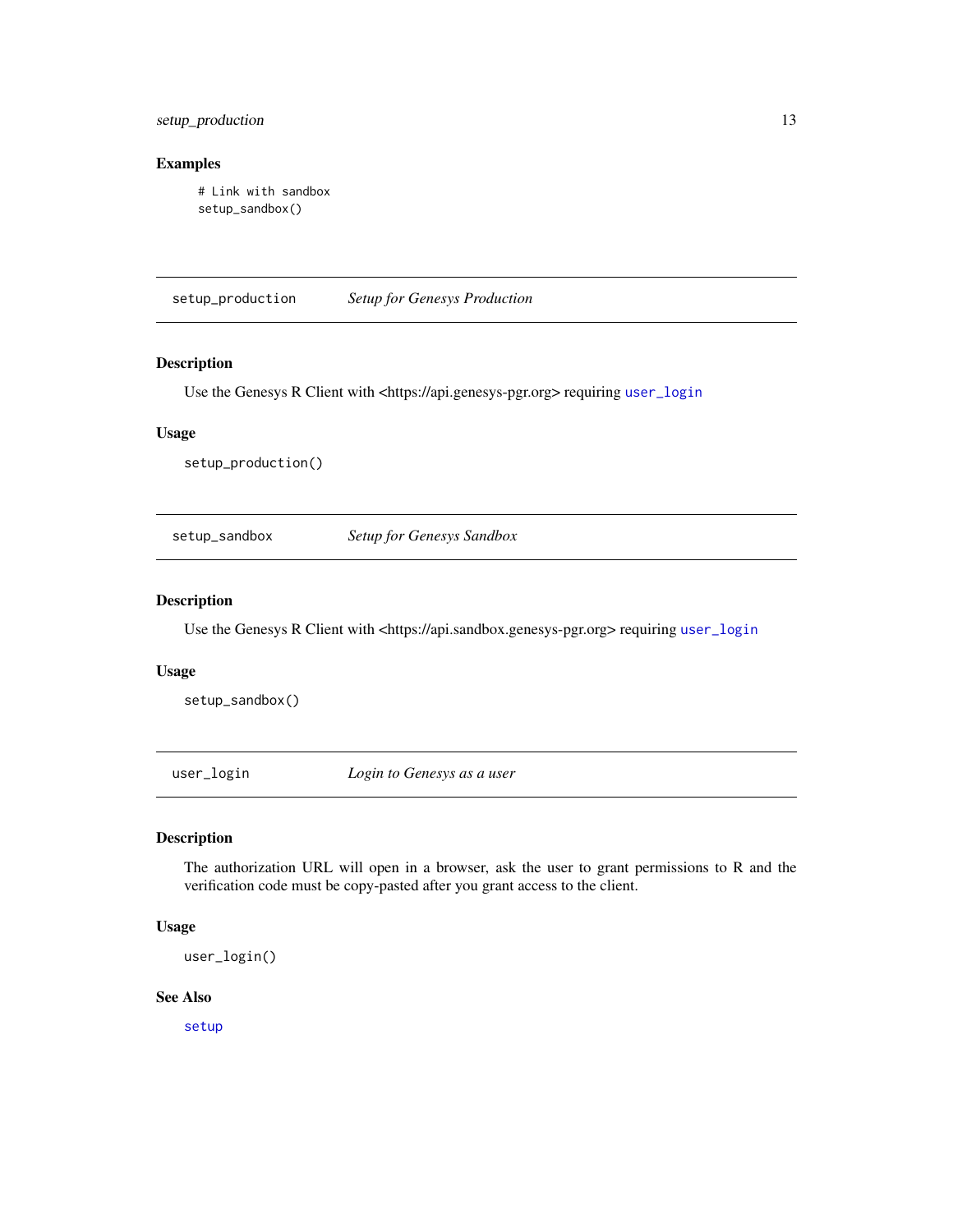## Examples

```
# Link with sandbox
setup_sandbox()
```

---

## setup_production — *Setup for Genesys Production*

### Description

Use the Genesys R Client with <https://api.genesys-pgr.org> requiring user_login

### Usage

```
setup_production()
```

---

## setup_sandbox — *Setup for Genesys Sandbox*

### Description

Use the Genesys R Client with <https://api.sandbox.genesys-pgr.org> requiring user_login

### Usage

```
setup_sandbox()
```

---

## user_login — *Login to Genesys as a user*

### Description

The authorization URL will open in a browser, ask the user to grant permissions to R and the verification code must be copy-pasted after you grant access to the client.

### Usage

```
user_login()
```

### See Also

setup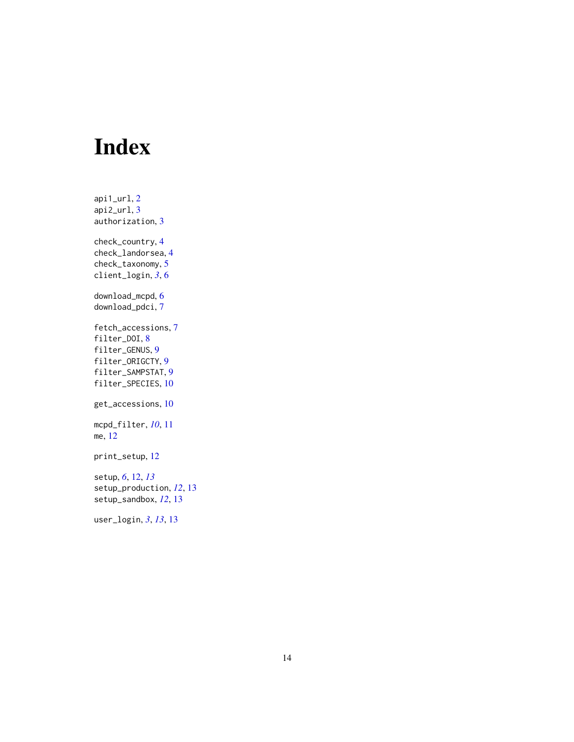# Index

api1_url, 2
api2_url, 3
authorization, 3

check_country, 4
check_landorsea, 4
check_taxonomy, 5
client_login, *3*, 6

download_mcpd, 6
download_pdci, 7

fetch_accessions, 7
filter_DOI, 8
filter_GENUS, 9
filter_ORIGCTY, 9
filter_SAMPSTAT, 9
filter_SPECIES, 10

get_accessions, 10

mcpd_filter, *10*, 11
me, 12

print_setup, 12

setup, *6*, 12, *13*
setup_production, *12*, 13
setup_sandbox, *12*, 13

user_login, *3*, *13*, 13